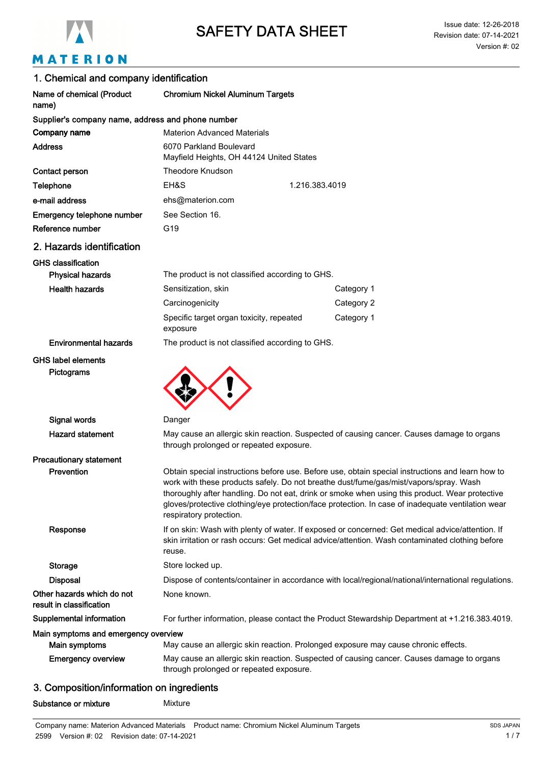MATERION

# SAFETY DATA SHEET

Issue date: 12-26-2018
Revision date: 07-14-2021
Version #: 02

## 1. Chemical and company identification

| | |
|---|---|
| **Name of chemical (Product name)** | **Chromium Nickel Aluminum Targets** |

**Supplier's company name, address and phone number**

| | | |
|---|---|---|
| **Company name** | Materion Advanced Materials | |
| **Address** | 6070 Parkland Boulevard<br>Mayfield Heights, OH 44124 United States | |
| **Contact person** | Theodore Knudson | |
| **Telephone** | EH&S | 1.216.383.4019 |
| **e-mail address** | ehs@materion.com | |
| **Emergency telephone number** | See Section 16. | |
| **Reference number** | G19 | |

## 2. Hazards identification

**GHS classification**

| | | |
|---|---|---|
| **Physical hazards** | The product is not classified according to GHS. | |
| **Health hazards** | Sensitization, skin | Category 1 |
| | Carcinogenicity | Category 2 |
| | Specific target organ toxicity, repeated exposure | Category 1 |
| **Environmental hazards** | The product is not classified according to GHS. | |

**GHS label elements**

**Pictograms**

**Signal words** Danger

**Hazard statement** May cause an allergic skin reaction. Suspected of causing cancer. Causes damage to organs through prolonged or repeated exposure.

**Precautionary statement**

**Prevention** Obtain special instructions before use. Before use, obtain special instructions and learn how to work with these products safely. Do not breathe dust/fume/gas/mist/vapors/spray. Wash thoroughly after handling. Do not eat, drink or smoke when using this product. Wear protective gloves/protective clothing/eye protection/face protection. In case of inadequate ventilation wear respiratory protection.

**Response** If on skin: Wash with plenty of water. If exposed or concerned: Get medical advice/attention. If skin irritation or rash occurs: Get medical advice/attention. Wash contaminated clothing before reuse.

**Storage** Store locked up.

**Disposal** Dispose of contents/container in accordance with local/regional/national/international regulations.

**Other hazards which do not result in classification** None known.

**Supplemental information** For further information, please contact the Product Stewardship Department at +1.216.383.4019.

**Main symptoms and emergency overview**

**Main symptoms** May cause an allergic skin reaction. Prolonged exposure may cause chronic effects.

**Emergency overview** May cause an allergic skin reaction. Suspected of causing cancer. Causes damage to organs through prolonged or repeated exposure.

## 3. Composition/information on ingredients

**Substance or mixture** Mixture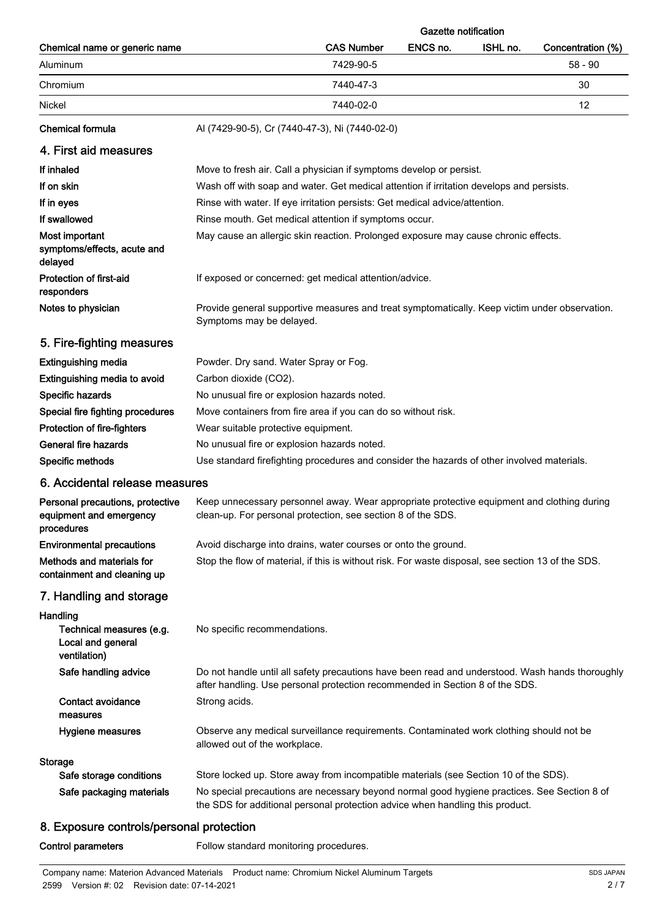| Chemical name or generic name | CAS Number | Gazette notification ENCS no. | Gazette notification ISHL no. | Concentration (%) |
| --- | --- | --- | --- | --- |
| Aluminum | 7429-90-5 | | | 58 - 90 |
| Chromium | 7440-47-3 | | | 30 |
| Nickel | 7440-02-0 | | | 12 |

**Chemical formula** Al (7429-90-5), Cr (7440-47-3), Ni (7440-02-0)

## 4. First aid measures

**If inhaled** Move to fresh air. Call a physician if symptoms develop or persist.

**If on skin** Wash off with soap and water. Get medical attention if irritation develops and persists.

**If in eyes** Rinse with water. If eye irritation persists: Get medical advice/attention.

**If swallowed** Rinse mouth. Get medical attention if symptoms occur.

**Most important symptoms/effects, acute and delayed** May cause an allergic skin reaction. Prolonged exposure may cause chronic effects.

**Protection of first-aid responders** If exposed or concerned: get medical attention/advice.

**Notes to physician** Provide general supportive measures and treat symptomatically. Keep victim under observation. Symptoms may be delayed.

## 5. Fire-fighting measures

**Extinguishing media** Powder. Dry sand. Water Spray or Fog.

**Extinguishing media to avoid** Carbon dioxide ($CO_2$).

**Specific hazards** No unusual fire or explosion hazards noted.

**Special fire fighting procedures** Move containers from fire area if you can do so without risk.

**Protection of fire-fighters** Wear suitable protective equipment.

**General fire hazards** No unusual fire or explosion hazards noted.

**Specific methods** Use standard firefighting procedures and consider the hazards of other involved materials.

## 6. Accidental release measures

**Personal precautions, protective equipment and emergency procedures** Keep unnecessary personnel away. Wear appropriate protective equipment and clothing during clean-up. For personal protection, see section 8 of the SDS.

**Environmental precautions** Avoid discharge into drains, water courses or onto the ground.

**Methods and materials for containment and cleaning up** Stop the flow of material, if this is without risk. For waste disposal, see section 13 of the SDS.

## 7. Handling and storage

**Handling**

**Technical measures (e.g. Local and general ventilation)** No specific recommendations.

**Safe handling advice** Do not handle until all safety precautions have been read and understood. Wash hands thoroughly after handling. Use personal protection recommended in Section 8 of the SDS.

**Contact avoidance measures** Strong acids.

**Hygiene measures** Observe any medical surveillance requirements. Contaminated work clothing should not be allowed out of the workplace.

**Storage**

**Safe storage conditions** Store locked up. Store away from incompatible materials (see Section 10 of the SDS).

**Safe packaging materials** No special precautions are necessary beyond normal good hygiene practices. See Section 8 of the SDS for additional personal protection advice when handling this product.

## 8. Exposure controls/personal protection

**Control parameters** Follow standard monitoring procedures.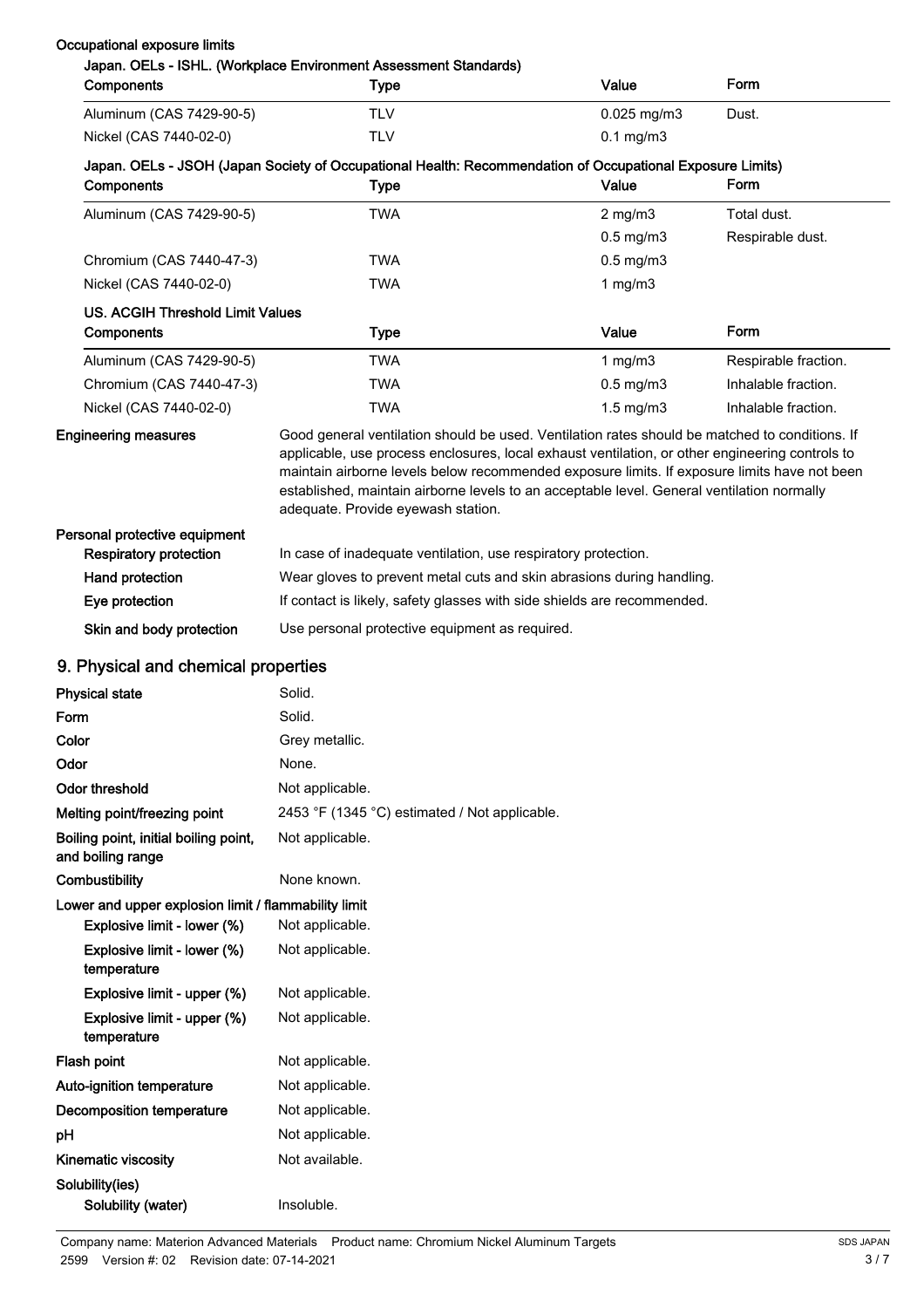**Occupational exposure limits**

**Japan. OELs - ISHL. (Workplace Environment Assessment Standards)**

| Components | Type | Value | Form |
|---|---|---|---|
| Aluminum (CAS 7429-90-5) | TLV | 0.025 mg/m3 | Dust. |
| Nickel (CAS 7440-02-0) | TLV | 0.1 mg/m3 | |

**Japan. OELs - JSOH (Japan Society of Occupational Health: Recommendation of Occupational Exposure Limits)**

| Components | Type | Value | Form |
|---|---|---|---|
| Aluminum (CAS 7429-90-5) | TWA | 2 mg/m3 | Total dust. |
| | | 0.5 mg/m3 | Respirable dust. |
| Chromium (CAS 7440-47-3) | TWA | 0.5 mg/m3 | |
| Nickel (CAS 7440-02-0) | TWA | 1 mg/m3 | |

**US. ACGIH Threshold Limit Values**

| Components | Type | Value | Form |
|---|---|---|---|
| Aluminum (CAS 7429-90-5) | TWA | 1 mg/m3 | Respirable fraction. |
| Chromium (CAS 7440-47-3) | TWA | 0.5 mg/m3 | Inhalable fraction. |
| Nickel (CAS 7440-02-0) | TWA | 1.5 mg/m3 | Inhalable fraction. |

**Engineering measures** Good general ventilation should be used. Ventilation rates should be matched to conditions. If applicable, use process enclosures, local exhaust ventilation, or other engineering controls to maintain airborne levels below recommended exposure limits. If exposure limits have not been established, maintain airborne levels to an acceptable level. General ventilation normally adequate. Provide eyewash station.

**Personal protective equipment**

**Respiratory protection** In case of inadequate ventilation, use respiratory protection.

**Hand protection** Wear gloves to prevent metal cuts and skin abrasions during handling.

**Eye protection** If contact is likely, safety glasses with side shields are recommended.

**Skin and body protection** Use personal protective equipment as required.

## 9. Physical and chemical properties

| | |
|---|---|
| **Physical state** | Solid. |
| **Form** | Solid. |
| **Color** | Grey metallic. |
| **Odor** | None. |
| **Odor threshold** | Not applicable. |
| **Melting point/freezing point** | 2453 °F (1345 °C) estimated / Not applicable. |
| **Boiling point, initial boiling point, and boiling range** | Not applicable. |
| **Combustibility** | None known. |
| **Lower and upper explosion limit / flammability limit** | |
| Explosive limit - lower (%) | Not applicable. |
| Explosive limit - lower (%) temperature | Not applicable. |
| Explosive limit - upper (%) | Not applicable. |
| Explosive limit - upper (%) temperature | Not applicable. |
| **Flash point** | Not applicable. |
| **Auto-ignition temperature** | Not applicable. |
| **Decomposition temperature** | Not applicable. |
| **pH** | Not applicable. |
| **Kinematic viscosity** | Not available. |
| **Solubility(ies)** | |
| Solubility (water) | Insoluble. |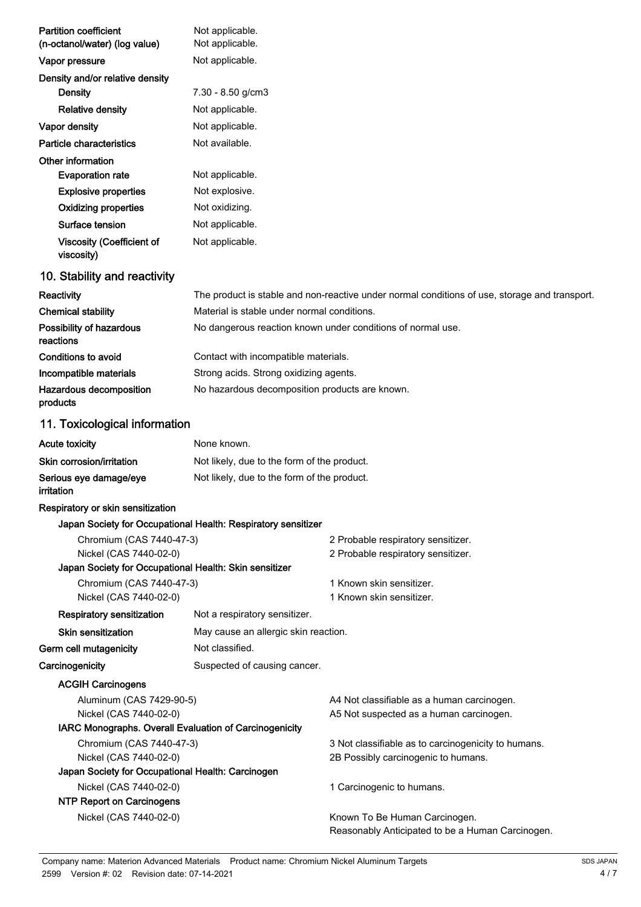| | |
|---|---|
| **Partition coefficient (n-octanol/water) (log value)** | Not applicable. Not applicable. |
| **Vapor pressure** | Not applicable. |
| **Density and/or relative density** | |
| **Density** | 7.30 - 8.50 g/cm3 |
| **Relative density** | Not applicable. |
| **Vapor density** | Not applicable. |
| **Particle characteristics** | Not available. |
| **Other information** | |
| **Evaporation rate** | Not applicable. |
| **Explosive properties** | Not explosive. |
| **Oxidizing properties** | Not oxidizing. |
| **Surface tension** | Not applicable. |
| **Viscosity (Coefficient of viscosity)** | Not applicable. |

## 10. Stability and reactivity

| | |
|---|---|
| **Reactivity** | The product is stable and non-reactive under normal conditions of use, storage and transport. |
| **Chemical stability** | Material is stable under normal conditions. |
| **Possibility of hazardous reactions** | No dangerous reaction known under conditions of normal use. |
| **Conditions to avoid** | Contact with incompatible materials. |
| **Incompatible materials** | Strong acids. Strong oxidizing agents. |
| **Hazardous decomposition products** | No hazardous decomposition products are known. |

## 11. Toxicological information

| | |
|---|---|
| **Acute toxicity** | None known. |
| **Skin corrosion/irritation** | Not likely, due to the form of the product. |
| **Serious eye damage/eye irritation** | Not likely, due to the form of the product. |

**Respiratory or skin sensitization**

**Japan Society for Occupational Health: Respiratory sensitizer**

| | |
|---|---|
| Chromium (CAS 7440-47-3) | 2 Probable respiratory sensitizer. |
| Nickel (CAS 7440-02-0) | 2 Probable respiratory sensitizer. |

**Japan Society for Occupational Health: Skin sensitizer**

| | |
|---|---|
| Chromium (CAS 7440-47-3) | 1 Known skin sensitizer. |
| Nickel (CAS 7440-02-0) | 1 Known skin sensitizer. |

| | |
|---|---|
| **Respiratory sensitization** | Not a respiratory sensitizer. |
| **Skin sensitization** | May cause an allergic skin reaction. |
| **Germ cell mutagenicity** | Not classified. |
| **Carcinogenicity** | Suspected of causing cancer. |

**ACGIH Carcinogens**

| | |
|---|---|
| Aluminum (CAS 7429-90-5) | A4 Not classifiable as a human carcinogen. |
| Nickel (CAS 7440-02-0) | A5 Not suspected as a human carcinogen. |

**IARC Monographs. Overall Evaluation of Carcinogenicity**

| | |
|---|---|
| Chromium (CAS 7440-47-3) | 3 Not classifiable as to carcinogenicity to humans. |
| Nickel (CAS 7440-02-0) | 2B Possibly carcinogenic to humans. |

**Japan Society for Occupational Health: Carcinogen**

| | |
|---|---|
| Nickel (CAS 7440-02-0) | 1 Carcinogenic to humans. |

**NTP Report on Carcinogens**

| | |
|---|---|
| Nickel (CAS 7440-02-0) | Known To Be Human Carcinogen. Reasonably Anticipated to be a Human Carcinogen. |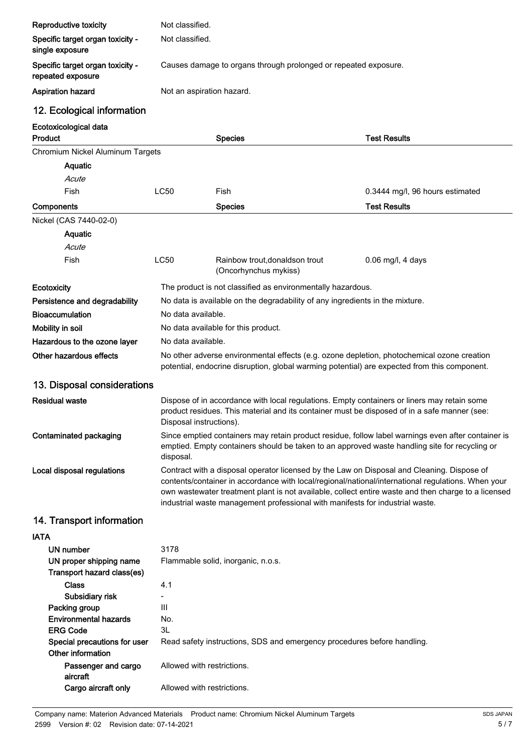| | |
|---|---|
| **Reproductive toxicity** | Not classified. |
| **Specific target organ toxicity - single exposure** | Not classified. |
| **Specific target organ toxicity - repeated exposure** | Causes damage to organs through prolonged or repeated exposure. |
| **Aspiration hazard** | Not an aspiration hazard. |

## 12. Ecological information

**Ecotoxicological data**

| **Product** | | **Species** | **Test Results** |
|---|---|---|---|
| Chromium Nickel Aluminum Targets | | | |
| **Aquatic** | | | |
| *Acute* | | | |
| Fish | LC50 | Fish | 0.3444 mg/l, 96 hours estimated |
| **Components** | | **Species** | **Test Results** |
| Nickel (CAS 7440-02-0) | | | |
| **Aquatic** | | | |
| *Acute* | | | |
| Fish | LC50 | Rainbow trout,donaldson trout (Oncorhynchus mykiss) | 0.06 mg/l, 4 days |

| | |
|---|---|
| **Ecotoxicity** | The product is not classified as environmentally hazardous. |
| **Persistence and degradability** | No data is available on the degradability of any ingredients in the mixture. |
| **Bioaccumulation** | No data available. |
| **Mobility in soil** | No data available for this product. |
| **Hazardous to the ozone layer** | No data available. |
| **Other hazardous effects** | No other adverse environmental effects (e.g. ozone depletion, photochemical ozone creation potential, endocrine disruption, global warming potential) are expected from this component. |

## 13. Disposal considerations

| | |
|---|---|
| **Residual waste** | Dispose of in accordance with local regulations. Empty containers or liners may retain some product residues. This material and its container must be disposed of in a safe manner (see: Disposal instructions). |
| **Contaminated packaging** | Since emptied containers may retain product residue, follow label warnings even after container is emptied. Empty containers should be taken to an approved waste handling site for recycling or disposal. |
| **Local disposal regulations** | Contract with a disposal operator licensed by the Law on Disposal and Cleaning. Dispose of contents/container in accordance with local/regional/national/international regulations. When your own wastewater treatment plant is not available, collect entire waste and then charge to a licensed industrial waste management professional with manifests for industrial waste. |

## 14. Transport information

**IATA**

| | |
|---|---|
| **UN number** | 3178 |
| **UN proper shipping name** | Flammable solid, inorganic, n.o.s. |
| **Transport hazard class(es)** | |
| **Class** | 4.1 |
| **Subsidiary risk** | - |
| **Packing group** | III |
| **Environmental hazards** | No. |
| **ERG Code** | 3L |
| **Special precautions for user** | Read safety instructions, SDS and emergency procedures before handling. |
| **Other information** | |
| **Passenger and cargo aircraft** | Allowed with restrictions. |
| **Cargo aircraft only** | Allowed with restrictions. |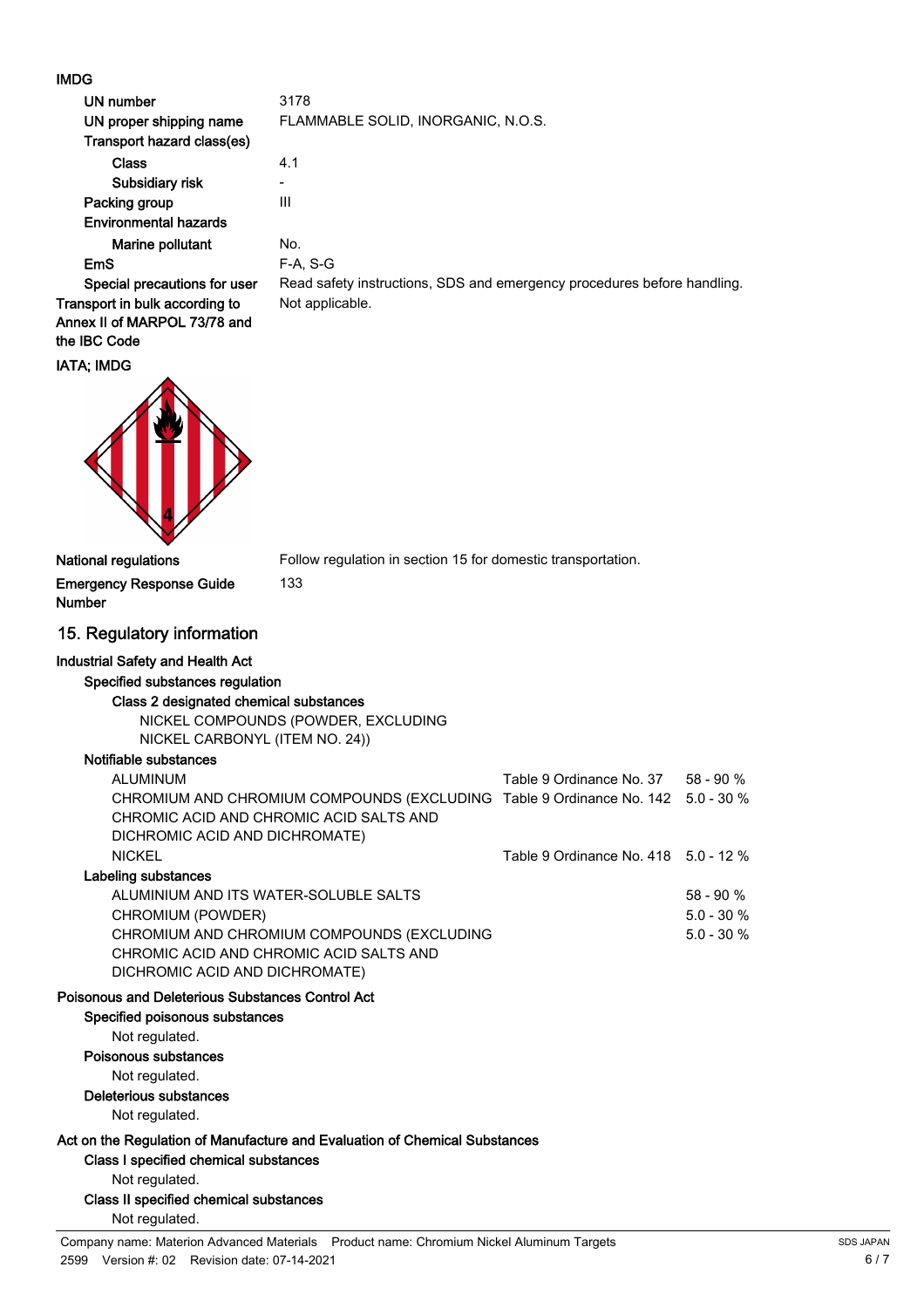**IMDG**

| | |
|---|---|
| UN number | 3178 |
| UN proper shipping name | FLAMMABLE SOLID, INORGANIC, N.O.S. |
| Transport hazard class(es) | |
| Class | 4.1 |
| Subsidiary risk | - |
| Packing group | III |
| Environmental hazards | |
| Marine pollutant | No. |
| EmS | F-A, S-G |
| Special precautions for user | Read safety instructions, SDS and emergency procedures before handling. |
| Transport in bulk according to Annex II of MARPOL 73/78 and the IBC Code | Not applicable. |

**IATA; IMDG**

| | |
|---|---|
| National regulations | Follow regulation in section 15 for domestic transportation. |
| Emergency Response Guide Number | 133 |

## 15. Regulatory information

**Industrial Safety and Health Act**

**Specified substances regulation**

**Class 2 designated chemical substances**

NICKEL COMPOUNDS (POWDER, EXCLUDING NICKEL CARBONYL (ITEM NO. 24))

**Notifiable substances**

| | | |
|---|---|---|
| ALUMINUM | Table 9 Ordinance No. 37 | 58 - 90 % |
| CHROMIUM AND CHROMIUM COMPOUNDS (EXCLUDING CHROMIC ACID AND CHROMIC ACID SALTS AND DICHROMIC ACID AND DICHROMATE) | Table 9 Ordinance No. 142 | 5.0 - 30 % |
| NICKEL | Table 9 Ordinance No. 418 | 5.0 - 12 % |

**Labeling substances**

| | |
|---|---|
| ALUMINIUM AND ITS WATER-SOLUBLE SALTS | 58 - 90 % |
| CHROMIUM (POWDER) | 5.0 - 30 % |
| CHROMIUM AND CHROMIUM COMPOUNDS (EXCLUDING CHROMIC ACID AND CHROMIC ACID SALTS AND DICHROMIC ACID AND DICHROMATE) | 5.0 - 30 % |

**Poisonous and Deleterious Substances Control Act**

**Specified poisonous substances**

Not regulated.

**Poisonous substances**

Not regulated.

**Deleterious substances**

Not regulated.

**Act on the Regulation of Manufacture and Evaluation of Chemical Substances**

**Class I specified chemical substances**

Not regulated.

**Class II specified chemical substances**

Not regulated.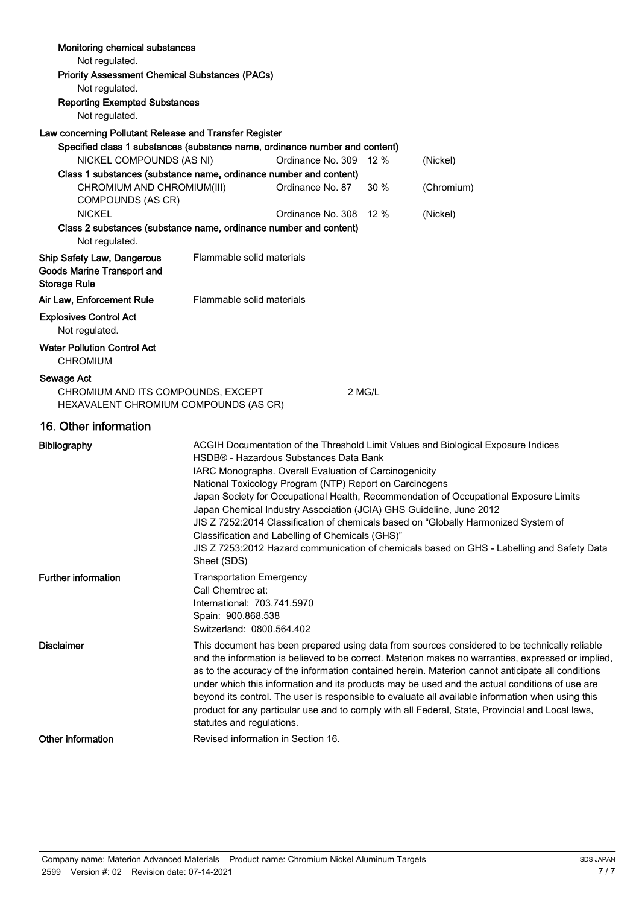**Monitoring chemical substances**

Not regulated.

**Priority Assessment Chemical Substances (PACs)**

Not regulated.

**Reporting Exempted Substances**

Not regulated.

**Law concerning Pollutant Release and Transfer Register**

**Specified class 1 substances (substance name, ordinance number and content)**

| | | | |
|---|---|---|---|
| NICKEL COMPOUNDS (AS NI) | Ordinance No. 309 | 12 % | (Nickel) |

**Class 1 substances (substance name, ordinance number and content)**

| | | | |
|---|---|---|---|
| CHROMIUM AND CHROMIUM(III) COMPOUNDS (AS CR) | Ordinance No. 87 | 30 % | (Chromium) |
| NICKEL | Ordinance No. 308 | 12 % | (Nickel) |

**Class 2 substances (substance name, ordinance number and content)**

Not regulated.

**Ship Safety Law, Dangerous Goods Marine Transport and Storage Rule** Flammable solid materials

**Air Law, Enforcement Rule** Flammable solid materials

**Explosives Control Act**

Not regulated.

**Water Pollution Control Act**

CHROMIUM

**Sewage Act**

CHROMIUM AND ITS COMPOUNDS, EXCEPT HEXAVALENT CHROMIUM COMPOUNDS (AS CR) 2 MG/L

## 16. Other information

**Bibliography**

ACGIH Documentation of the Threshold Limit Values and Biological Exposure Indices
HSDB® - Hazardous Substances Data Bank
IARC Monographs. Overall Evaluation of Carcinogenicity
National Toxicology Program (NTP) Report on Carcinogens
Japan Society for Occupational Health, Recommendation of Occupational Exposure Limits
Japan Chemical Industry Association (JCIA) GHS Guideline, June 2012
JIS Z 7252:2014 Classification of chemicals based on "Globally Harmonized System of Classification and Labelling of Chemicals (GHS)"
JIS Z 7253:2012 Hazard communication of chemicals based on GHS - Labelling and Safety Data Sheet (SDS)

**Further information**

Transportation Emergency
Call Chemtrec at:
International: 703.741.5970
Spain: 900.868.538
Switzerland: 0800.564.402

**Disclaimer**

This document has been prepared using data from sources considered to be technically reliable and the information is believed to be correct. Materion makes no warranties, expressed or implied, as to the accuracy of the information contained herein. Materion cannot anticipate all conditions under which this information and its products may be used and the actual conditions of use are beyond its control. The user is responsible to evaluate all available information when using this product for any particular use and to comply with all Federal, State, Provincial and Local laws, statutes and regulations.

**Other information**

Revised information in Section 16.